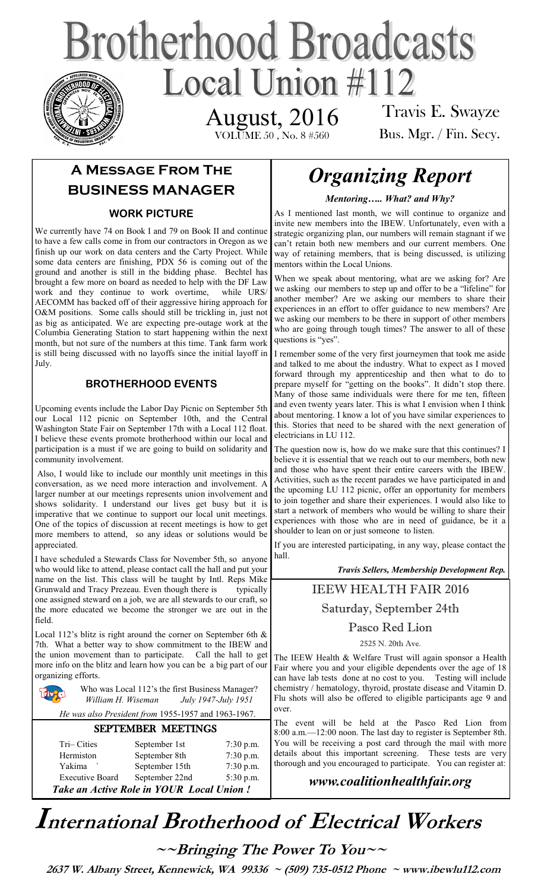# Brotherhood Broadcasts

## Local Union #112

August, 2016

VOLUME 50 , No. 8 #560

Travis E. Swayze

Bus. Mgr. / Fin. Secy.

## A Message From The BUSINESS MANAGER

### WORK PICTURE

We currently have 74 on Book I and 79 on Book II and continue to have a few calls come in from our contractors in Oregon as we finish up our work on data centers and the Carty Project. While some data centers are finishing, PDX 56 is coming out of the ground and another is still in the bidding phase. Bechtel has brought a few more on board as needed to help with the DF Law work and they continue to work overtime, while URS/ AECOMM has backed off of their aggressive hiring approach for O&M positions. Some calls should still be trickling in, just not as big as anticipated. We are expecting pre-outage work at the Columbia Generating Station to start happening within the next month, but not sure of the numbers at this time. Tank farm work is still being discussed with no layoffs since the initial layoff in July.

### BROTHERHOOD EVENTS

Upcoming events include the Labor Day Picnic on September 5th our Local 112 picnic on September 10th, and the Central Washington State Fair on September 17th with a Local 112 float. I believe these events promote brotherhood within our local and participation is a must if we are going to build on solidarity and community involvement.

Also, I would like to include our monthly unit meetings in this conversation, as we need more interaction and involvement. A larger number at our meetings represents union involvement and shows solidarity. I understand our lives get busy but it is imperative that we continue to support our local unit meetings. One of the topics of discussion at recent meetings is how to get more members to attend, so any ideas or solutions would be appreciated.

I have scheduled a Stewards Class for November 5th, so anyone who would like to attend, please contact call the hall and put your name on the list. This class will be taught by Intl. Reps Mike Grunwald and Tracy Prezeau. Even though there is typically one assigned steward on a job, we are all stewards to our craft, so the more educated we become the stronger we are out in the field.

Local 112's blitz is right around the corner on September 6th & 7th. What a better way to show commitment to the IBEW and the union movement than to participate. Call the hall to get more info on the blitz and learn how you can be a big part of our organizing efforts.

Trivia: Who was Local 112's the first Business Manager?
*William H. Wiseman July 1947-July 1951*

*He was also President from 1955-1957 and 1963-1967.*

### SEPTEMBER MEETINGS

| | | |
|---|---|---|
| Tri– Cities | September 1st | 7:30 p.m. |
| Hermiston | September 8th | 7:30 p.m. |
| Yakima | September 15th | 7:30 p.m. |
| Executive Board | September 22nd | 5:30 p.m. |

***Take an Active Role in YOUR Local Union !***

## *Organizing Report*

***Mentoring….. What? and Why?***

As I mentioned last month, we will continue to organize and invite new members into the IBEW. Unfortunately, even with a strategic organizing plan, our numbers will remain stagnant if we can't retain both new members and our current members. One way of retaining members, that is being discussed, is utilizing mentors within the Local Unions.

When we speak about mentoring, what are we asking for? Are we asking our members to step up and offer to be a "lifeline" for another member? Are we asking our members to share their experiences in an effort to offer guidance to new members? Are we asking our members to be there in support of other members who are going through tough times? The answer to all of these questions is "yes".

I remember some of the very first journeymen that took me aside and talked to me about the industry. What to expect as I moved forward through my apprenticeship and then what to do to prepare myself for "getting on the books". It didn't stop there. Many of those same individuals were there for me ten, fifteen and even twenty years later. This is what I envision when I think about mentoring. I know a lot of you have similar experiences to this. Stories that need to be shared with the next generation of electricians in LU 112.

The question now is, how do we make sure that this continues? I believe it is essential that we reach out to our members, both new and those who have spent their entire careers with the IBEW. Activities, such as the recent parades we have participated in and the upcoming LU 112 picnic, offer an opportunity for members to join together and share their experiences. I would also like to start a network of members who would be willing to share their experiences with those who are in need of guidance, be it a shoulder to lean on or just someone to listen.

If you are interested participating, in any way, please contact the hall.

***Travis Sellers, Membership Development Rep.***

## IEEW HEALTH FAIR 2016

Saturday, September 24th

Pasco Red Lion

2525 N. 20th Ave.

The IEEW Health & Welfare Trust will again sponsor a Health Fair where you and your eligible dependents over the age of 18 can have lab tests done at no cost to you. Testing will include chemistry / hematology, thyroid, prostate disease and Vitamin D. Flu shots will also be offered to eligible participants age 9 and over.

The event will be held at the Pasco Red Lion from 8:00 a.m.—12:00 noon. The last day to register is September 8th. You will be receiving a post card through the mail with more details about this important screening. These tests are very thorough and you encouraged to participate. You can register at:

***www.coalitionhealthfair.org***

# International Brotherhood of Electrical Workers

**~~Bringing The Power To You~~**

**2637 W. Albany Street, Kennewick, WA 99336 ~ (509) 735-0512 Phone ~ www.ibewlu112.com**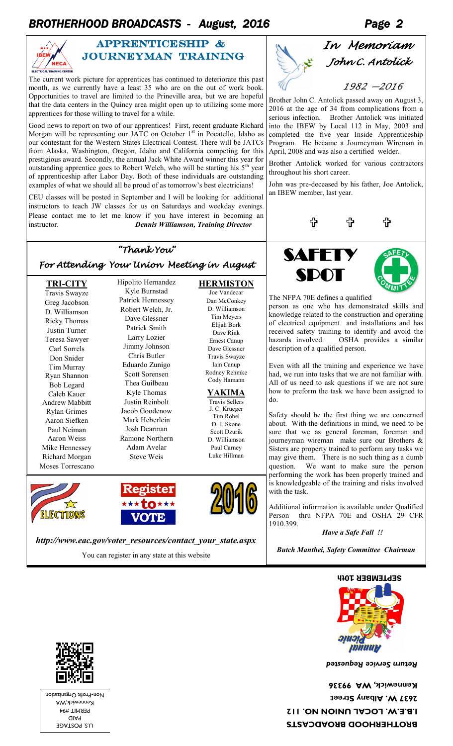## APPRENTICESHIP & JOURNEYMAN TRAINING

The current work picture for apprentices has continued to deteriorate this past month, as we currently have a least 35 who are on the out of work book. Opportunities to travel are limited to the Prineville area, but we are hopeful that the data centers in the Quincy area might open up to utilizing some more apprentices for those willing to travel for a while.

Good news to report on two of our apprentices! First, recent graduate Richard Morgan will be representing our JATC on October 1st in Pocatello, Idaho as our contestant for the Western States Electrical Contest. There will be JATCs from Alaska, Washington, Oregon, Idaho and California competing for this prestigious award. Secondly, the annual Jack White Award winner this year for outstanding apprentice goes to Robert Welch, who will be starting his 5th year of apprenticeship after Labor Day. Both of these individuals are outstanding examples of what we should all be proud of as tomorrow's best electricians!

CEU classes will be posted in September and I will be looking for additional instructors to teach JW classes for us on Saturdays and weekday evenings. Please contact me to let me know if you have interest in becoming an instructor.

***Dennis Williamson, Training Director***

## *In Memoriam*
### *John C. Antolick*
*1982 —2016*

Brother John C. Antolick passed away on August 3, 2016 at the age of 34 from complications from a serious infection. Brother Antolick was initiated into the IBEW by Local 112 in May, 2003 and completed the five year Inside Apprenticeship Program. He became a Journeyman Wireman in April, 2008 and was also a certified welder.

Brother Antolick worked for various contractors throughout his short career.

John was pre-deceased by his father, Joe Antolick, an IBEW member, last year.

## *"Thank You"*
### *For Attending Your Union Meeting in August*

**TRI-CITY**

Travis Swayze
Greg Jacobson
D. Williamson
Ricky Thomas
Justin Turner
Teresa Sawyer
Carl Sorrels
Don Snider
Tim Murray
Ryan Shannon
Bob Legard
Caleb Kauer
Andrew Mabbitt
Rylan Grimes
Aaron Siefken
Paul Neiman
Aaron Weiss
Mike Hennessey
Richard Morgan
Moses Torrescano
Hipolito Hernandez
Kyle Burnstad
Patrick Hennessey
Robert Welch, Jr.
Dave Glessner
Patrick Smith
Larry Lozier
Jimmy Johnson
Chris Butler
Eduardo Zunigo
Scott Sorensen
Thea Guilbeau
Kyle Thomas
Justin Reinbolt
Jacob Goodenow
Mark Heberlein
Josh Dearman
Ramone Northern
Adam Avelar
Steve Weis

**HERMISTON**

Joe Vandecar
Dan McConkey
D. Williamson
Tim Meyers
Elijah Bork
Dave Rink
Ernest Canup
Dave Glessner
Travis Swayze
Iain Canup
Rodney Rehmke
Cody Hamann

**YAKIMA**

Travis Sellers
J. C. Krueger
Tim Robel
D. J. Skone
Scott Dzurik
D. Williamson
Paul Carney
Luke Hillman

ELECTIONS — Register to VOTE — 2016

***http://www.eac.gov/voter_resources/contact_your_state.aspx***

You can register in any state at this website

## SAFETY SPOT

The NFPA 70E defines a qualified person as one who has demonstrated skills and knowledge related to the construction and operating of electrical equipment and installations and has received safety training to identify and avoid the hazards involved. OSHA provides a similar description of a qualified person.

Even with all the training and experience we have had, we run into tasks that we are not familiar with. All of us need to ask questions if we are not sure how to preform the task we have been assigned to do.

Safety should be the first thing we are concerned about. With the definitions in mind, we need to be sure that we as general foreman, foreman and journeyman wireman make sure our Brothers & Sisters are property trained to perform any tasks we may give them. There is no such thing as a dumb question. We want to make sure the person performing the work has been properly trained and is knowledgeable of the training and risks involved with the task.

Additional information is available under Qualified Person thru NFPA 70E and OSHA 29 CFR 1910.399.

***Have a Safe Fall !!***

***Butch Manthei, Safety Committee Chairman***

Annual Picnic
SEPTEMBER 10th

*Return Service Requested*

**BROTHERHOOD BROADCASTS**
**I.B.E.W. LOCAL UNION NO. 112**
**2637 W. Albany Street**
**Kennewick, WA 99336**

U.S. POSTAGE
PAID
PERMIT #94
Kennewick,WA
Non-Profit Organization